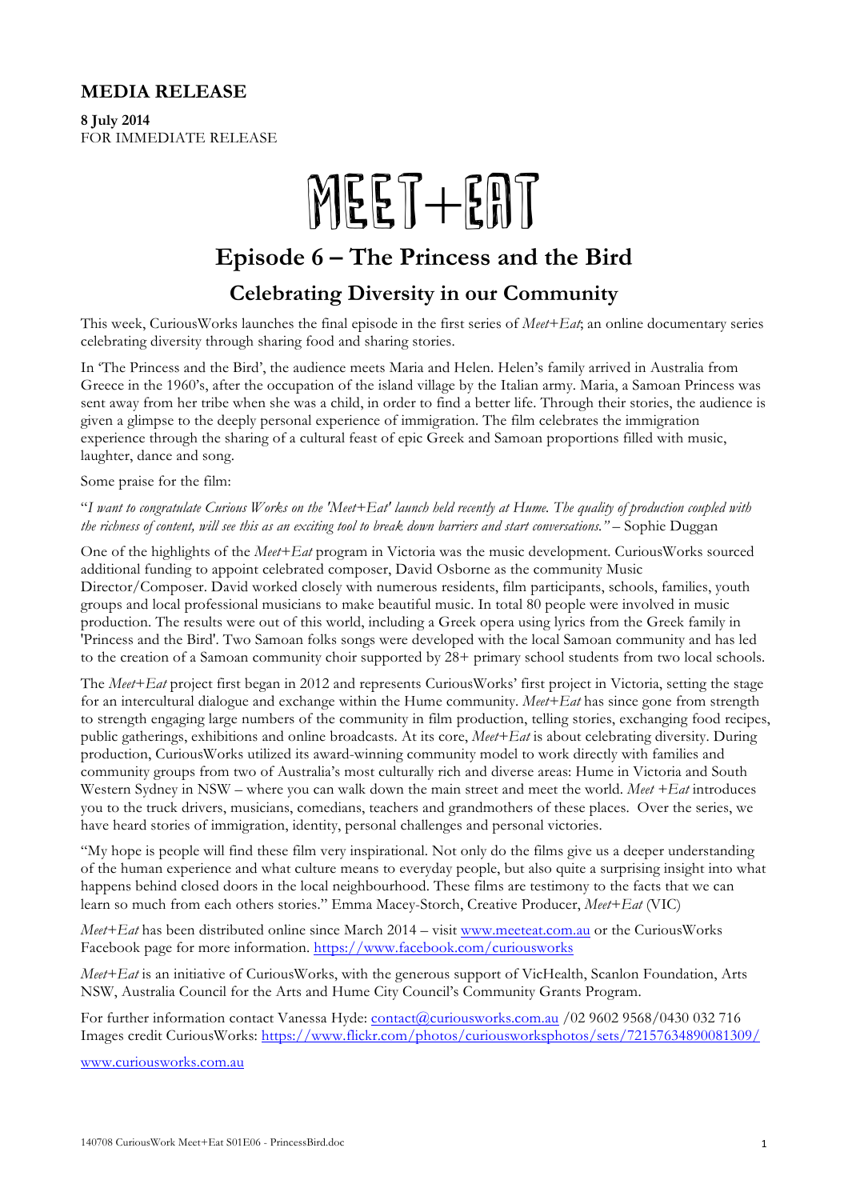# MEDIA RELEASE

**8 July 2014**
FOR IMMEDIATE RELEASE

# MEET+EAT

## Episode 6 – The Princess and the Bird

### Celebrating Diversity in our Community

This week, CuriousWorks launches the final episode in the first series of *Meet+Eat*; an online documentary series celebrating diversity through sharing food and sharing stories.

In 'The Princess and the Bird', the audience meets Maria and Helen. Helen's family arrived in Australia from Greece in the 1960's, after the occupation of the island village by the Italian army. Maria, a Samoan Princess was sent away from her tribe when she was a child, in order to find a better life. Through their stories, the audience is given a glimpse to the deeply personal experience of immigration. The film celebrates the immigration experience through the sharing of a cultural feast of epic Greek and Samoan proportions filled with music, laughter, dance and song.

Some praise for the film:

"*I want to congratulate Curious Works on the 'Meet+Eat' launch held recently at Hume. The quality of production coupled with the richness of content, will see this as an exciting tool to break down barriers and start conversations."* – Sophie Duggan

One of the highlights of the *Meet+Eat* program in Victoria was the music development. CuriousWorks sourced additional funding to appoint celebrated composer, David Osborne as the community Music Director/Composer. David worked closely with numerous residents, film participants, schools, families, youth groups and local professional musicians to make beautiful music. In total 80 people were involved in music production. The results were out of this world, including a Greek opera using lyrics from the Greek family in 'Princess and the Bird'. Two Samoan folks songs were developed with the local Samoan community and has led to the creation of a Samoan community choir supported by 28+ primary school students from two local schools.

The *Meet+Eat* project first began in 2012 and represents CuriousWorks' first project in Victoria, setting the stage for an intercultural dialogue and exchange within the Hume community. *Meet+Eat* has since gone from strength to strength engaging large numbers of the community in film production, telling stories, exchanging food recipes, public gatherings, exhibitions and online broadcasts. At its core, *Meet+Eat* is about celebrating diversity. During production, CuriousWorks utilized its award-winning community model to work directly with families and community groups from two of Australia's most culturally rich and diverse areas: Hume in Victoria and South Western Sydney in NSW – where you can walk down the main street and meet the world. *Meet +Eat* introduces you to the truck drivers, musicians, comedians, teachers and grandmothers of these places. Over the series, we have heard stories of immigration, identity, personal challenges and personal victories.

"My hope is people will find these film very inspirational. Not only do the films give us a deeper understanding of the human experience and what culture means to everyday people, but also quite a surprising insight into what happens behind closed doors in the local neighbourhood. These films are testimony to the facts that we can learn so much from each others stories." Emma Macey-Storch, Creative Producer, *Meet+Eat* (VIC)

*Meet+Eat* has been distributed online since March 2014 – visit www.meeteat.com.au or the CuriousWorks Facebook page for more information. https://www.facebook.com/curiousworks

*Meet+Eat* is an initiative of CuriousWorks, with the generous support of VicHealth, Scanlon Foundation, Arts NSW, Australia Council for the Arts and Hume City Council's Community Grants Program.

For further information contact Vanessa Hyde: contact@curiousworks.com.au /02 9602 9568/0430 032 716
Images credit CuriousWorks: https://www.flickr.com/photos/curiousworksphotos/sets/72157634890081309/

www.curiousworks.com.au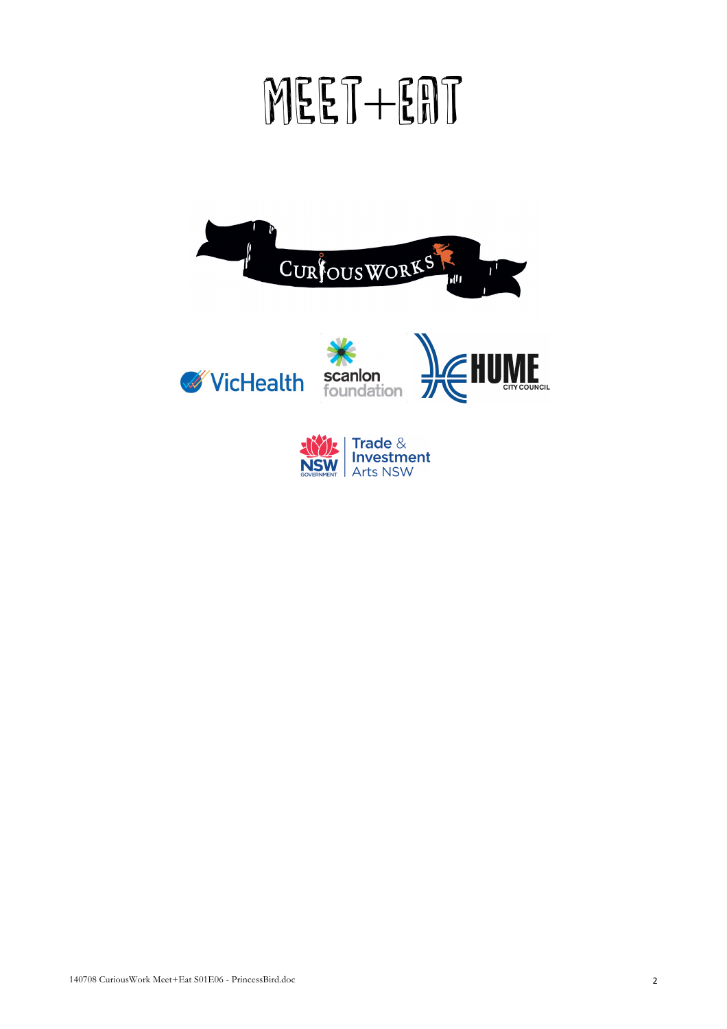# MEET+EAT

CURIOUSWORKS

VicHealth

scanlon foundation

HUME CITY COUNCIL

NSW GOVERNMENT | Trade & Investment Arts NSW